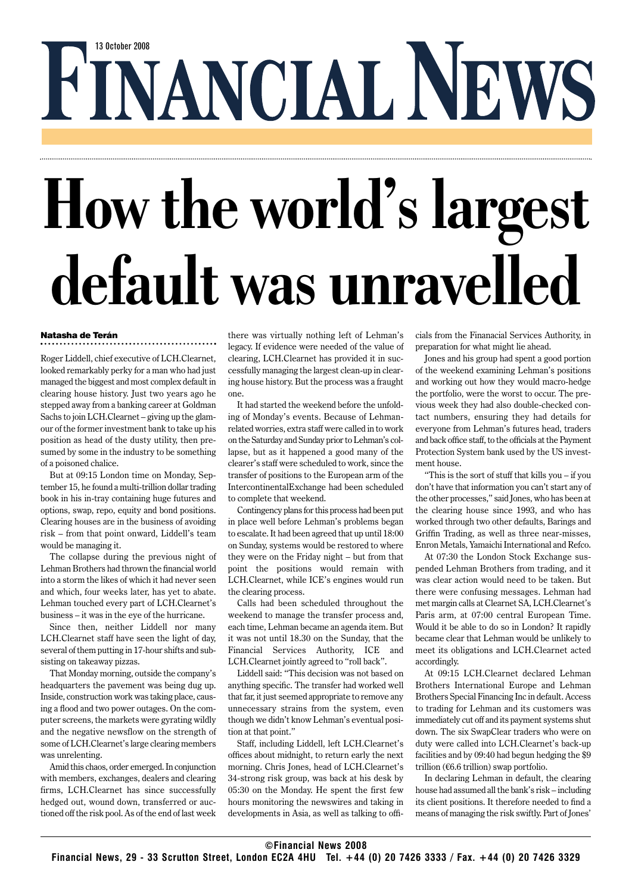13 October 2008

# FINANCIAL NEWS

# How the world's largest default was unravelled

**Natasha de Terán**

Roger Liddell, chief executive of LCH.Clearnet, looked remarkably perky for a man who had just managed the biggest and most complex default in clearing house history. Just two years ago he stepped away from a banking career at Goldman Sachs to join LCH.Clearnet – giving up the glamour of the former investment bank to take up his position as head of the dusty utility, then presumed by some in the industry to be something of a poisoned chalice.

But at 09:15 London time on Monday, September 15, he found a multi-trillion dollar trading book in his in-tray containing huge futures and options, swap, repo, equity and bond positions. Clearing houses are in the business of avoiding risk – from that point onward, Liddell's team would be managing it.

The collapse during the previous night of Lehman Brothers had thrown the financial world into a storm the likes of which it had never seen and which, four weeks later, has yet to abate. Lehman touched every part of LCH.Clearnet's business – it was in the eye of the hurricane.

Since then, neither Liddell nor many LCH.Clearnet staff have seen the light of day, several of them putting in 17-hour shifts and subsisting on takeaway pizzas.

That Monday morning, outside the company's headquarters the pavement was being dug up. Inside, construction work was taking place, causing a flood and two power outages. On the computer screens, the markets were gyrating wildly and the negative newsflow on the strength of some of LCH.Clearnet's large clearing members was unrelenting.

Amid this chaos, order emerged. In conjunction with members, exchanges, dealers and clearing firms, LCH.Clearnet has since successfully hedged out, wound down, transferred or auctioned off the risk pool. As of the end of last week there was virtually nothing left of Lehman's legacy. If evidence were needed of the value of clearing, LCH.Clearnet has provided it in successfully managing the largest clean-up in clearing house history. But the process was a fraught one.

It had started the weekend before the unfolding of Monday's events. Because of Lehman-related worries, extra staff were called in to work on the Saturday and Sunday prior to Lehman's collapse, but as it happened a good many of the clearer's staff were scheduled to work, since the transfer of positions to the European arm of the IntercontinentalExchange had been scheduled to complete that weekend.

Contingency plans for this process had been put in place well before Lehman's problems began to escalate. It had been agreed that up until 18:00 on Sunday, systems would be restored to where they were on the Friday night – but from that point the positions would remain with LCH.Clearnet, while ICE's engines would run the clearing process.

Calls had been scheduled throughout the weekend to manage the transfer process and, each time, Lehman became an agenda item. But it was not until 18.30 on the Sunday, that the Financial Services Authority, ICE and LCH.Clearnet jointly agreed to "roll back".

Liddell said: "This decision was not based on anything specific. The transfer had worked well that far, it just seemed appropriate to remove any unnecessary strains from the system, even though we didn't know Lehman's eventual position at that point."

Staff, including Liddell, left LCH.Clearnet's offices about midnight, to return early the next morning. Chris Jones, head of LCH.Clearnet's 34-strong risk group, was back at his desk by 05:30 on the Monday. He spent the first few hours monitoring the newswires and taking in developments in Asia, as well as talking to officials from the Finanacial Services Authority, in preparation for what might lie ahead.

Jones and his group had spent a good portion of the weekend examining Lehman's positions and working out how they would macro-hedge the portfolio, were the worst to occur. The previous week they had also double-checked contact numbers, ensuring they had details for everyone from Lehman's futures head, traders and back office staff, to the officials at the Payment Protection System bank used by the US investment house.

"This is the sort of stuff that kills you – if you don't have that information you can't start any of the other processes," said Jones, who has been at the clearing house since 1993, and who has worked through two other defaults, Barings and Griffin Trading, as well as three near-misses, Enron Metals, Yamaichi International and Refco.

At 07:30 the London Stock Exchange suspended Lehman Brothers from trading, and it was clear action would need to be taken. But there were confusing messages. Lehman had met margin calls at Clearnet SA, LCH.Clearnet's Paris arm, at 07:00 central European Time. Would it be able to do so in London? It rapidly became clear that Lehman would be unlikely to meet its obligations and LCH.Clearnet acted accordingly.

At 09:15 LCH.Clearnet declared Lehman Brothers International Europe and Lehman Brothers Special Financing Inc in default. Access to trading for Lehman and its customers was immediately cut off and its payment systems shut down. The six SwapClear traders who were on duty were called into LCH.Clearnet's back-up facilities and by 09:40 had begun hedging the $9 trillion (€6.6 trillion) swap portfolio.

In declaring Lehman in default, the clearing house had assumed all the bank's risk – including its client positions. It therefore needed to find a means of managing the risk swiftly. Part of Jones'

©Financial News 2008

Financial News, 29 - 33 Scrutton Street, London EC2A 4HU Tel. +44 (0) 20 7426 3333 / Fax. +44 (0) 20 7426 3329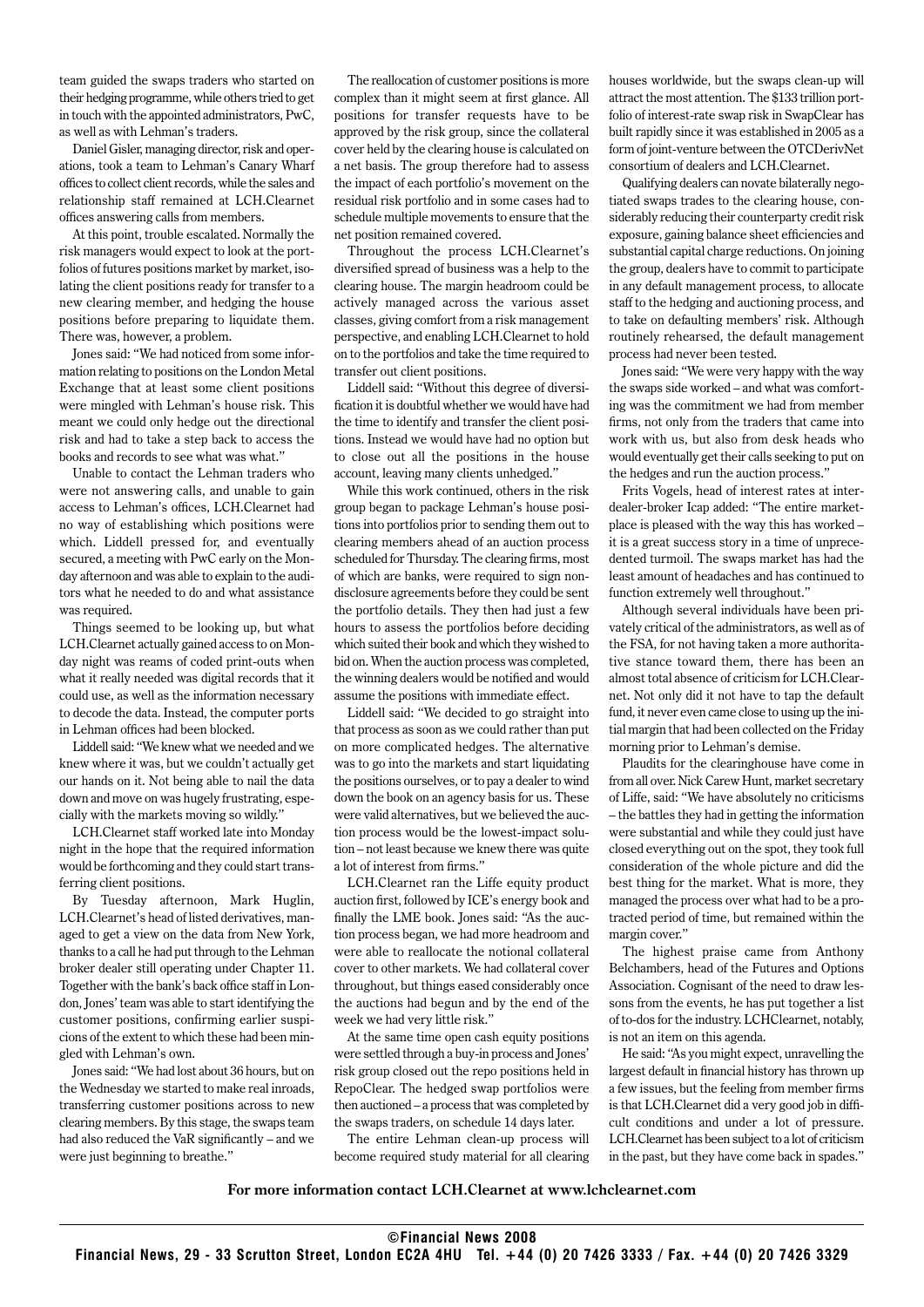team guided the swaps traders who started on their hedging programme, while others tried to get in touch with the appointed administrators, PwC, as well as with Lehman's traders.

Daniel Gisler, managing director, risk and operations, took a team to Lehman's Canary Wharf offices to collect client records, while the sales and relationship staff remained at LCH.Clearnet offices answering calls from members.

At this point, trouble escalated. Normally the risk managers would expect to look at the portfolios of futures positions market by market, isolating the client positions ready for transfer to a new clearing member, and hedging the house positions before preparing to liquidate them. There was, however, a problem.

Jones said: "We had noticed from some information relating to positions on the London Metal Exchange that at least some client positions were mingled with Lehman's house risk. This meant we could only hedge out the directional risk and had to take a step back to access the books and records to see what was what."

Unable to contact the Lehman traders who were not answering calls, and unable to gain access to Lehman's offices, LCH.Clearnet had no way of establishing which positions were which. Liddell pressed for, and eventually secured, a meeting with PwC early on the Monday afternoon and was able to explain to the auditors what he needed to do and what assistance was required.

Things seemed to be looking up, but what LCH.Clearnet actually gained access to on Monday night was reams of coded print-outs when what it really needed was digital records that it could use, as well as the information necessary to decode the data. Instead, the computer ports in Lehman offices had been blocked.

Liddell said: "We knew what we needed and we knew where it was, but we couldn't actually get our hands on it. Not being able to nail the data down and move on was hugely frustrating, especially with the markets moving so wildly."

LCH.Clearnet staff worked late into Monday night in the hope that the required information would be forthcoming and they could start transferring client positions.

By Tuesday afternoon, Mark Huglin, LCH.Clearnet's head of listed derivatives, managed to get a view on the data from New York, thanks to a call he had put through to the Lehman broker dealer still operating under Chapter 11. Together with the bank's back office staff in London, Jones' team was able to start identifying the customer positions, confirming earlier suspicions of the extent to which these had been mingled with Lehman's own.

Jones said: "We had lost about 36 hours, but on the Wednesday we started to make real inroads, transferring customer positions across to new clearing members. By this stage, the swaps team had also reduced the VaR significantly – and we were just beginning to breathe."

The reallocation of customer positions is more complex than it might seem at first glance. All positions for transfer requests have to be approved by the risk group, since the collateral cover held by the clearing house is calculated on a net basis. The group therefore had to assess the impact of each portfolio's movement on the residual risk portfolio and in some cases had to schedule multiple movements to ensure that the net position remained covered.

Throughout the process LCH.Clearnet's diversified spread of business was a help to the clearing house. The margin headroom could be actively managed across the various asset classes, giving comfort from a risk management perspective, and enabling LCH.Clearnet to hold on to the portfolios and take the time required to transfer out client positions.

Liddell said: "Without this degree of diversification it is doubtful whether we would have had the time to identify and transfer the client positions. Instead we would have had no option but to close out all the positions in the house account, leaving many clients unhedged."

While this work continued, others in the risk group began to package Lehman's house positions into portfolios prior to sending them out to clearing members ahead of an auction process scheduled for Thursday. The clearing firms, most of which are banks, were required to sign non-disclosure agreements before they could be sent the portfolio details. They then had just a few hours to assess the portfolios before deciding which suited their book and which they wished to bid on. When the auction process was completed, the winning dealers would be notified and would assume the positions with immediate effect.

Liddell said: "We decided to go straight into that process as soon as we could rather than put on more complicated hedges. The alternative was to go into the markets and start liquidating the positions ourselves, or to pay a dealer to wind down the book on an agency basis for us. These were valid alternatives, but we believed the auction process would be the lowest-impact solution – not least because we knew there was quite a lot of interest from firms."

LCH.Clearnet ran the Liffe equity product auction first, followed by ICE's energy book and finally the LME book. Jones said: "As the auction process began, we had more headroom and were able to reallocate the notional collateral cover to other markets. We had collateral cover throughout, but things eased considerably once the auctions had begun and by the end of the week we had very little risk."

At the same time open cash equity positions were settled through a buy-in process and Jones' risk group closed out the repo positions held in RepoClear. The hedged swap portfolios were then auctioned – a process that was completed by the swaps traders, on schedule 14 days later.

The entire Lehman clean-up process will become required study material for all clearing houses worldwide, but the swaps clean-up will attract the most attention. The $133 trillion portfolio of interest-rate swap risk in SwapClear has built rapidly since it was established in 2005 as a form of joint-venture between the OTCDerivNet consortium of dealers and LCH.Clearnet.

Qualifying dealers can novate bilaterally negotiated swaps trades to the clearing house, considerably reducing their counterparty credit risk exposure, gaining balance sheet efficiencies and substantial capital charge reductions. On joining the group, dealers have to commit to participate in any default management process, to allocate staff to the hedging and auctioning process, and to take on defaulting members' risk. Although routinely rehearsed, the default management process had never been tested.

Jones said: "We were very happy with the way the swaps side worked – and what was comforting was the commitment we had from member firms, not only from the traders that came into work with us, but also from desk heads who would eventually get their calls seeking to put on the hedges and run the auction process."

Frits Vogels, head of interest rates at inter-dealer-broker Icap added: "The entire marketplace is pleased with the way this has worked – it is a great success story in a time of unprecedented turmoil. The swaps market has had the least amount of headaches and has continued to function extremely well throughout."

Although several individuals have been privately critical of the administrators, as well as of the FSA, for not having taken a more authoritative stance toward them, there has been an almost total absence of criticism for LCH.Clearnet. Not only did it not have to tap the default fund, it never even came close to using up the initial margin that had been collected on the Friday morning prior to Lehman's demise.

Plaudits for the clearinghouse have come in from all over. Nick Carew Hunt, market secretary of Liffe, said: "We have absolutely no criticisms – the battles they had in getting the information were substantial and while they could just have closed everything out on the spot, they took full consideration of the whole picture and did the best thing for the market. What is more, they managed the process over what had to be a protracted period of time, but remained within the margin cover."

The highest praise came from Anthony Belchambers, head of the Futures and Options Association. Cognisant of the need to draw lessons from the events, he has put together a list of to-dos for the industry. LCHClearnet, notably, is not an item on this agenda.

He said: "As you might expect, unravelling the largest default in financial history has thrown up a few issues, but the feeling from member firms is that LCH.Clearnet did a very good job in difficult conditions and under a lot of pressure. LCH.Clearnet has been subject to a lot of criticism in the past, but they have come back in spades."

**For more information contact LCH.Clearnet at www.lchclearnet.com**

**©Financial News 2008**

**Financial News, 29 - 33 Scrutton Street, London EC2A 4HU Tel. +44 (0) 20 7426 3333 / Fax. +44 (0) 20 7426 3329**